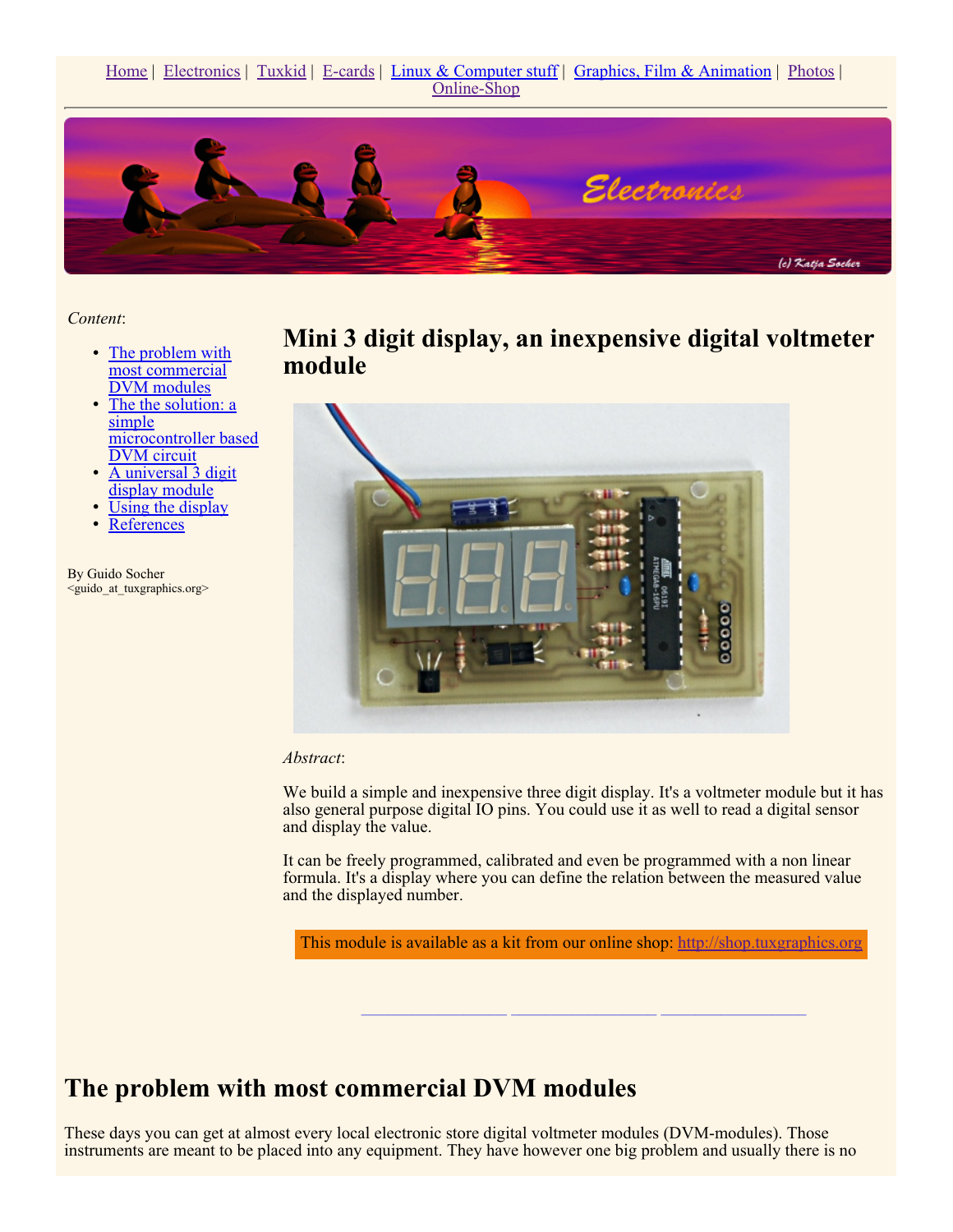Home | Electronics | Tuxkid | E-cards | Linux & Computer stuff | Graphics, Film & Animation | Photos | Online-Shop

---

*Content*:

- The problem with most commercial DVM modules
- The the solution: a simple microcontroller based DVM circuit
- A universal 3 digit display module
- Using the display
- References

By Guido Socher
<guido_at_tuxgraphics.org>

# Mini 3 digit display, an inexpensive digital voltmeter module

*Abstract*:

We build a simple and inexpensive three digit display. It's a voltmeter module but it has also general purpose digital IO pins. You could use it as well to read a digital sensor and display the value.

It can be freely programmed, calibrated and even be programmed with a non linear formula. It's a display where you can define the relation between the measured value and the displayed number.

This module is available as a kit from our online shop: http://shop.tuxgraphics.org

## The problem with most commercial DVM modules

These days you can get at almost every local electronic store digital voltmeter modules (DVM-modules). Those instruments are meant to be placed into any equipment. They have however one big problem and usually there is no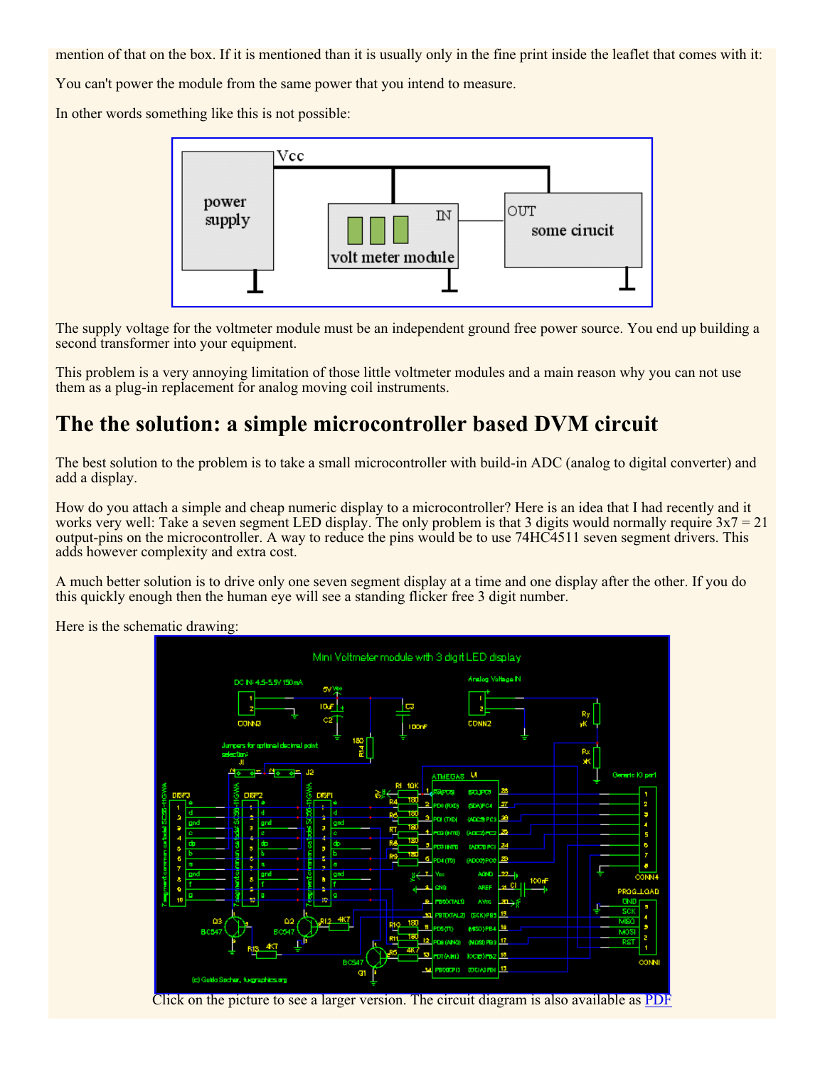mention of that on the box. If it is mentioned than it is usually only in the fine print inside the leaflet that comes with it:

You can't power the module from the same power that you intend to measure.

In other words something like this is not possible:

The supply voltage for the voltmeter module must be an independent ground free power source. You end up building a second transformer into your equipment.

This problem is a very annoying limitation of those little voltmeter modules and a main reason why you can not use them as a plug-in replacement for analog moving coil instruments.

## The the solution: a simple microcontroller based DVM circuit

The best solution to the problem is to take a small microcontroller with build-in ADC (analog to digital converter) and add a display.

How do you attach a simple and cheap numeric display to a microcontroller? Here is an idea that I had recently and it works very well: Take a seven segment LED display. The only problem is that 3 digits would normally require 3x7 = 21 output-pins on the microcontroller. A way to reduce the pins would be to use 74HC4511 seven segment drivers. This adds however complexity and extra cost.

A much better solution is to drive only one seven segment display at a time and one display after the other. If you do this quickly enough then the human eye will see a standing flicker free 3 digit number.

Here is the schematic drawing:

Click on the picture to see a larger version. The circuit diagram is also available as PDF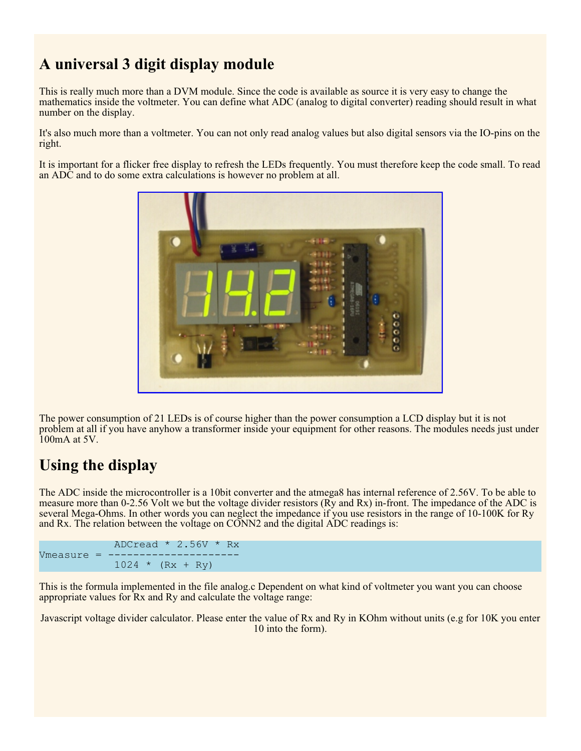## A universal 3 digit display module

This is really much more than a DVM module. Since the code is available as source it is very easy to change the mathematics inside the voltmeter. You can define what ADC (analog to digital converter) reading should result in what number on the display.

It's also much more than a voltmeter. You can not only read analog values but also digital sensors via the IO-pins on the right.

It is important for a flicker free display to refresh the LEDs frequently. You must therefore keep the code small. To read an ADC and to do some extra calculations is however no problem at all.

The power consumption of 21 LEDs is of course higher than the power consumption a LCD display but it is not problem at all if you have anyhow a transformer inside your equipment for other reasons. The modules needs just under 100mA at 5V.

## Using the display

The ADC inside the microcontroller is a 10bit converter and the atmega8 has internal reference of 2.56V. To be able to measure more than 0-2.56 Volt we but the voltage divider resistors (Ry and Rx) in-front. The impedance of the ADC is several Mega-Ohms. In other words you can neglect the impedance if you use resistors in the range of 10-100K for Ry and Rx. The relation between the voltage on CONN2 and the digital ADC readings is:

```
             ADCread * 2.56V * Rx
Vmeasure = ---------------------
             1024 * (Rx + Ry)
```

This is the formula implemented in the file analog.c Dependent on what kind of voltmeter you want you can choose appropriate values for Rx and Ry and calculate the voltage range:

Javascript voltage divider calculator. Please enter the value of Rx and Ry in KOhm without units (e.g for 10K you enter 10 into the form).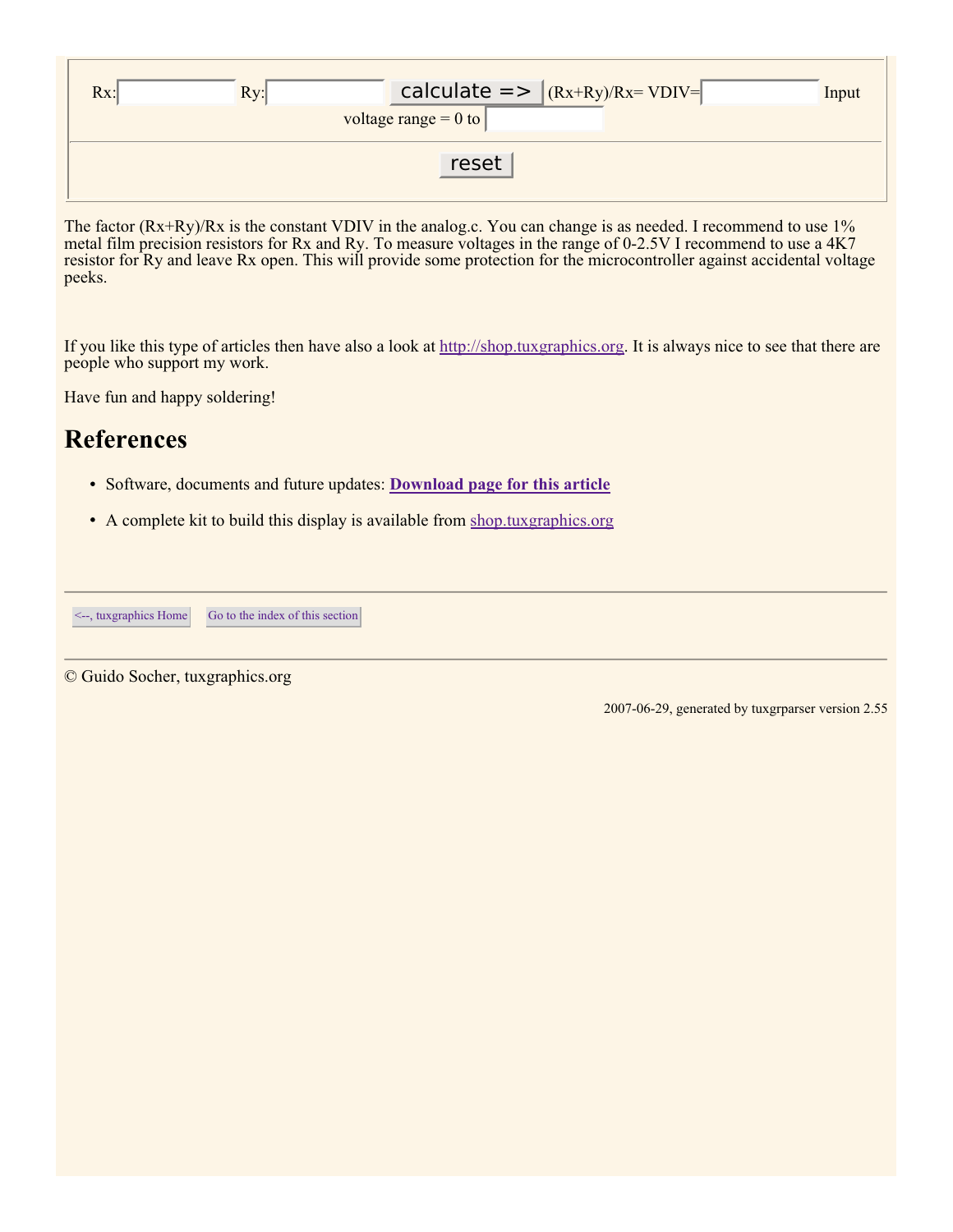Rx: Ry: calculate => (Rx+Ry)/Rx= VDIV= Input voltage range = 0 to

reset

The factor (Rx+Ry)/Rx is the constant VDIV in the analog.c. You can change is as needed. I recommend to use 1% metal film precision resistors for Rx and Ry. To measure voltages in the range of 0-2.5V I recommend to use a 4K7 resistor for Ry and leave Rx open. This will provide some protection for the microcontroller against accidental voltage peeks.

If you like this type of articles then have also a look at http://shop.tuxgraphics.org. It is always nice to see that there are people who support my work.

Have fun and happy soldering!

## References

- Software, documents and future updates: **Download page for this article**
- A complete kit to build this display is available from shop.tuxgraphics.org

<--, tuxgraphics Home | Go to the index of this section

© Guido Socher, tuxgraphics.org

2007-06-29, generated by tuxgrparser version 2.55